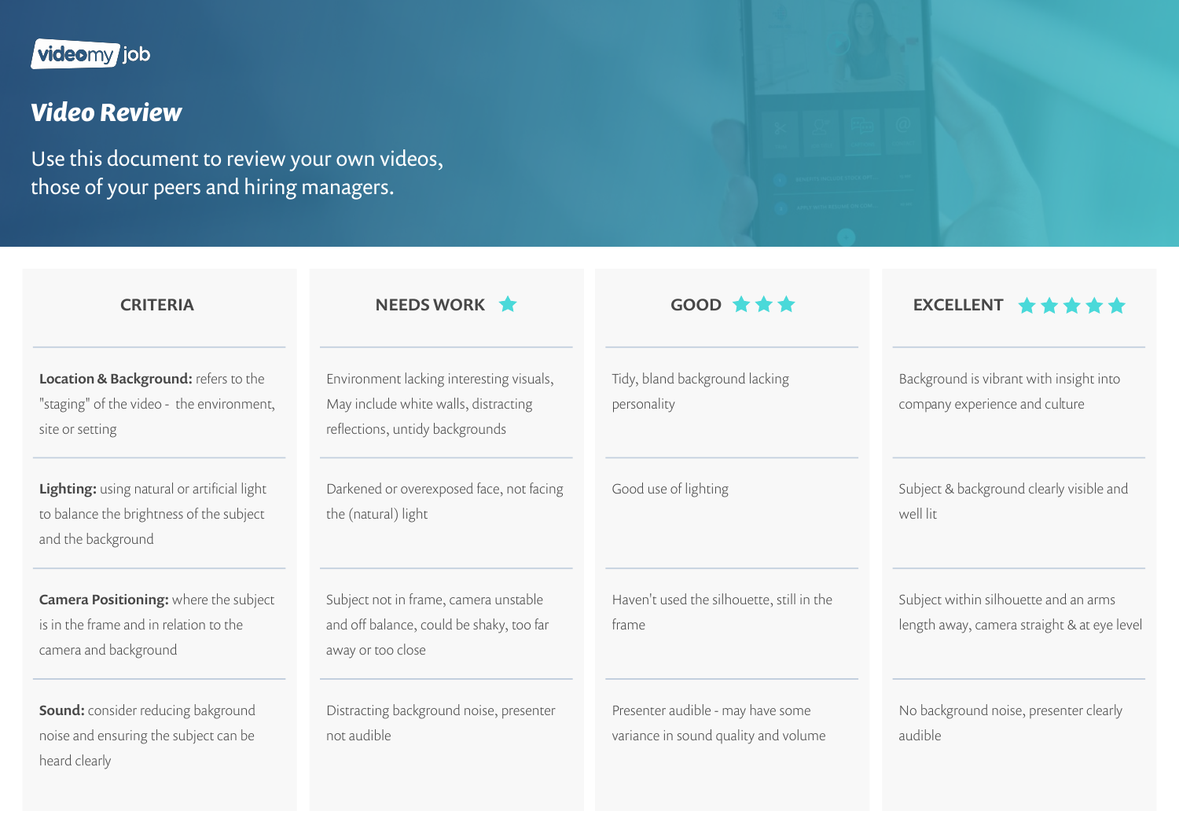videomy job

# Video Review

Use this document to review your own videos, those of your peers and hiring managers.

| CRITERIA | NEEDS WORK ★ | GOOD ★★★ | EXCELLENT ★★★★★ |
|---|---|---|---|
| **Location & Background:** refers to the "staging" of the video - the environment, site or setting | Environment lacking interesting visuals, May include white walls, distracting reflections, untidy backgrounds | Tidy, bland background lacking personality | Background is vibrant with insight into company experience and culture |
| **Lighting:** using natural or artificial light to balance the brightness of the subject and the background | Darkened or overexposed face, not facing the (natural) light | Good use of lighting | Subject & background clearly visible and well lit |
| **Camera Positioning:** where the subject is in the frame and in relation to the camera and background | Subject not in frame, camera unstable and off balance, could be shaky, too far away or too close | Haven't used the silhouette, still in the frame | Subject within silhouette and an arms length away, camera straight & at eye level |
| **Sound:** consider reducing bakground noise and ensuring the subject can be heard clearly | Distracting background noise, presenter not audible | Presenter audible - may have some variance in sound quality and volume | No background noise, presenter clearly audible |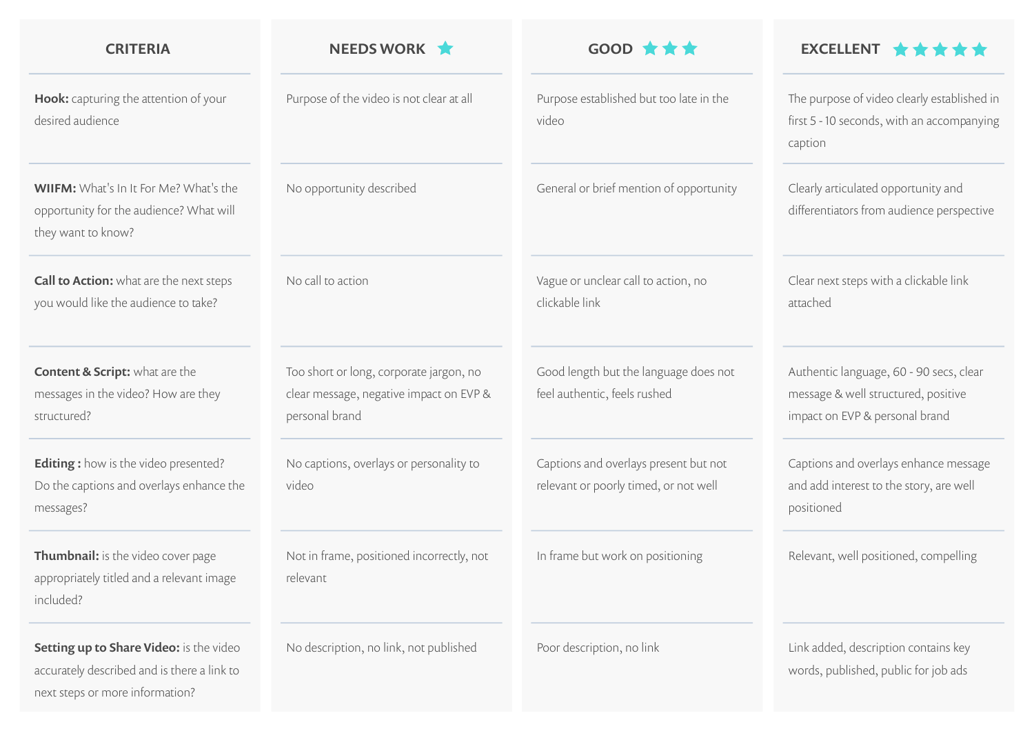| CRITERIA | NEEDS WORK ★ | GOOD ★★★ | EXCELLENT ★★★★★ |
| --- | --- | --- | --- |
| **Hook:** capturing the attention of your desired audience | Purpose of the video is not clear at all | Purpose established but too late in the video | The purpose of video clearly established in first 5 - 10 seconds, with an accompanying caption |
| **WIIFM:** What's In It For Me? What's the opportunity for the audience? What will they want to know? | No opportunity described | General or brief mention of opportunity | Clearly articulated opportunity and differentiators from audience perspective |
| **Call to Action:** what are the next steps you would like the audience to take? | No call to action | Vague or unclear call to action, no clickable link | Clear next steps with a clickable link attached |
| **Content & Script:** what are the messages in the video? How are they structured? | Too short or long, corporate jargon, no clear message, negative impact on EVP & personal brand | Good length but the language does not feel authentic, feels rushed | Authentic language, 60 - 90 secs, clear message & well structured, positive impact on EVP & personal brand |
| **Editing :** how is the video presented? Do the captions and overlays enhance the messages? | No captions, overlays or personality to video | Captions and overlays present but not relevant or poorly timed, or not well | Captions and overlays enhance message and add interest to the story, are well positioned |
| **Thumbnail:** is the video cover page appropriately titled and a relevant image included? | Not in frame, positioned incorrectly, not relevant | In frame but work on positioning | Relevant, well positioned, compelling |
| **Setting up to Share Video:** is the video accurately described and is there a link to next steps or more information? | No description, no link, not published | Poor description, no link | Link added, description contains key words, published, public for job ads |